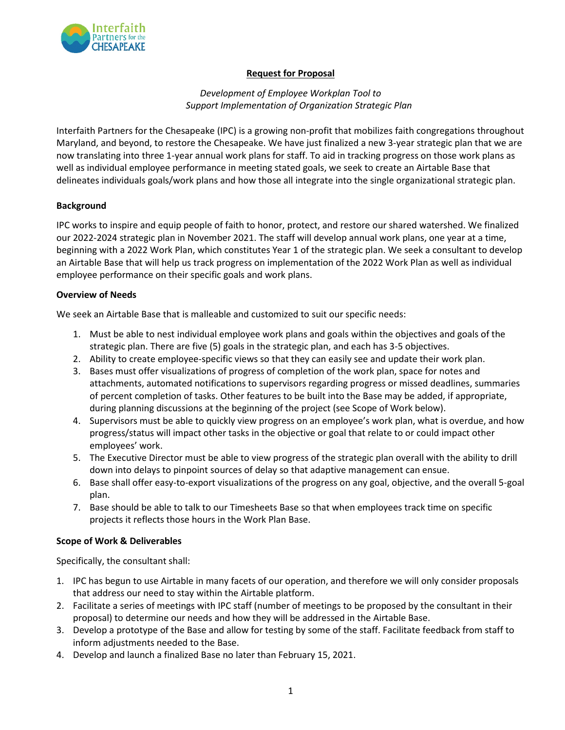**Request for Proposal**

*Development of Employee Workplan Tool to Support Implementation of Organization Strategic Plan*

Interfaith Partners for the Chesapeake (IPC) is a growing non-profit that mobilizes faith congregations throughout Maryland, and beyond, to restore the Chesapeake. We have just finalized a new 3-year strategic plan that we are now translating into three 1-year annual work plans for staff. To aid in tracking progress on those work plans as well as individual employee performance in meeting stated goals, we seek to create an Airtable Base that delineates individuals goals/work plans and how those all integrate into the single organizational strategic plan.

**Background**

IPC works to inspire and equip people of faith to honor, protect, and restore our shared watershed. We finalized our 2022-2024 strategic plan in November 2021. The staff will develop annual work plans, one year at a time, beginning with a 2022 Work Plan, which constitutes Year 1 of the strategic plan. We seek a consultant to develop an Airtable Base that will help us track progress on implementation of the 2022 Work Plan as well as individual employee performance on their specific goals and work plans.

**Overview of Needs**

We seek an Airtable Base that is malleable and customized to suit our specific needs:

1. Must be able to nest individual employee work plans and goals within the objectives and goals of the strategic plan. There are five (5) goals in the strategic plan, and each has 3-5 objectives.
2. Ability to create employee-specific views so that they can easily see and update their work plan.
3. Bases must offer visualizations of progress of completion of the work plan, space for notes and attachments, automated notifications to supervisors regarding progress or missed deadlines, summaries of percent completion of tasks. Other features to be built into the Base may be added, if appropriate, during planning discussions at the beginning of the project (see Scope of Work below).
4. Supervisors must be able to quickly view progress on an employee's work plan, what is overdue, and how progress/status will impact other tasks in the objective or goal that relate to or could impact other employees' work.
5. The Executive Director must be able to view progress of the strategic plan overall with the ability to drill down into delays to pinpoint sources of delay so that adaptive management can ensue.
6. Base shall offer easy-to-export visualizations of the progress on any goal, objective, and the overall 5-goal plan.
7. Base should be able to talk to our Timesheets Base so that when employees track time on specific projects it reflects those hours in the Work Plan Base.

**Scope of Work & Deliverables**

Specifically, the consultant shall:

1. IPC has begun to use Airtable in many facets of our operation, and therefore we will only consider proposals that address our need to stay within the Airtable platform.
2. Facilitate a series of meetings with IPC staff (number of meetings to be proposed by the consultant in their proposal) to determine our needs and how they will be addressed in the Airtable Base.
3. Develop a prototype of the Base and allow for testing by some of the staff. Facilitate feedback from staff to inform adjustments needed to the Base.
4. Develop and launch a finalized Base no later than February 15, 2021.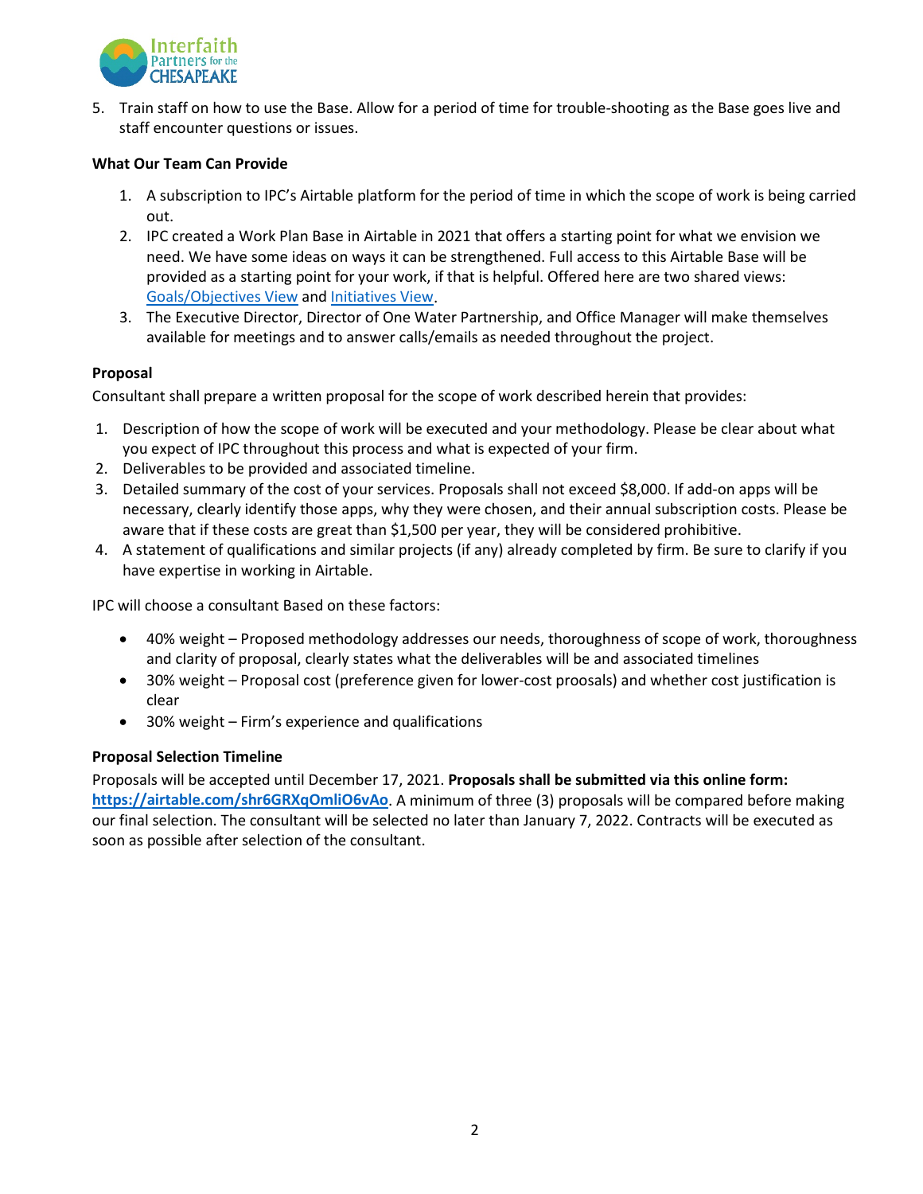5. Train staff on how to use the Base. Allow for a period of time for trouble-shooting as the Base goes live and staff encounter questions or issues.

**What Our Team Can Provide**

1. A subscription to IPC's Airtable platform for the period of time in which the scope of work is being carried out.
2. IPC created a Work Plan Base in Airtable in 2021 that offers a starting point for what we envision we need. We have some ideas on ways it can be strengthened. Full access to this Airtable Base will be provided as a starting point for your work, if that is helpful. Offered here are two shared views: Goals/Objectives View and Initiatives View.
3. The Executive Director, Director of One Water Partnership, and Office Manager will make themselves available for meetings and to answer calls/emails as needed throughout the project.

**Proposal**

Consultant shall prepare a written proposal for the scope of work described herein that provides:

1. Description of how the scope of work will be executed and your methodology. Please be clear about what you expect of IPC throughout this process and what is expected of your firm.
2. Deliverables to be provided and associated timeline.
3. Detailed summary of the cost of your services. Proposals shall not exceed $8,000. If add-on apps will be necessary, clearly identify those apps, why they were chosen, and their annual subscription costs. Please be aware that if these costs are great than $1,500 per year, they will be considered prohibitive.
4. A statement of qualifications and similar projects (if any) already completed by firm. Be sure to clarify if you have expertise in working in Airtable.

IPC will choose a consultant Based on these factors:

- 40% weight – Proposed methodology addresses our needs, thoroughness of scope of work, thoroughness and clarity of proposal, clearly states what the deliverables will be and associated timelines
- 30% weight – Proposal cost (preference given for lower-cost proosals) and whether cost justification is clear
- 30% weight – Firm's experience and qualifications

**Proposal Selection Timeline**

Proposals will be accepted until December 17, 2021. **Proposals shall be submitted via this online form: https://airtable.com/shr6GRXqOmliO6vAo**. A minimum of three (3) proposals will be compared before making our final selection. The consultant will be selected no later than January 7, 2022. Contracts will be executed as soon as possible after selection of the consultant.